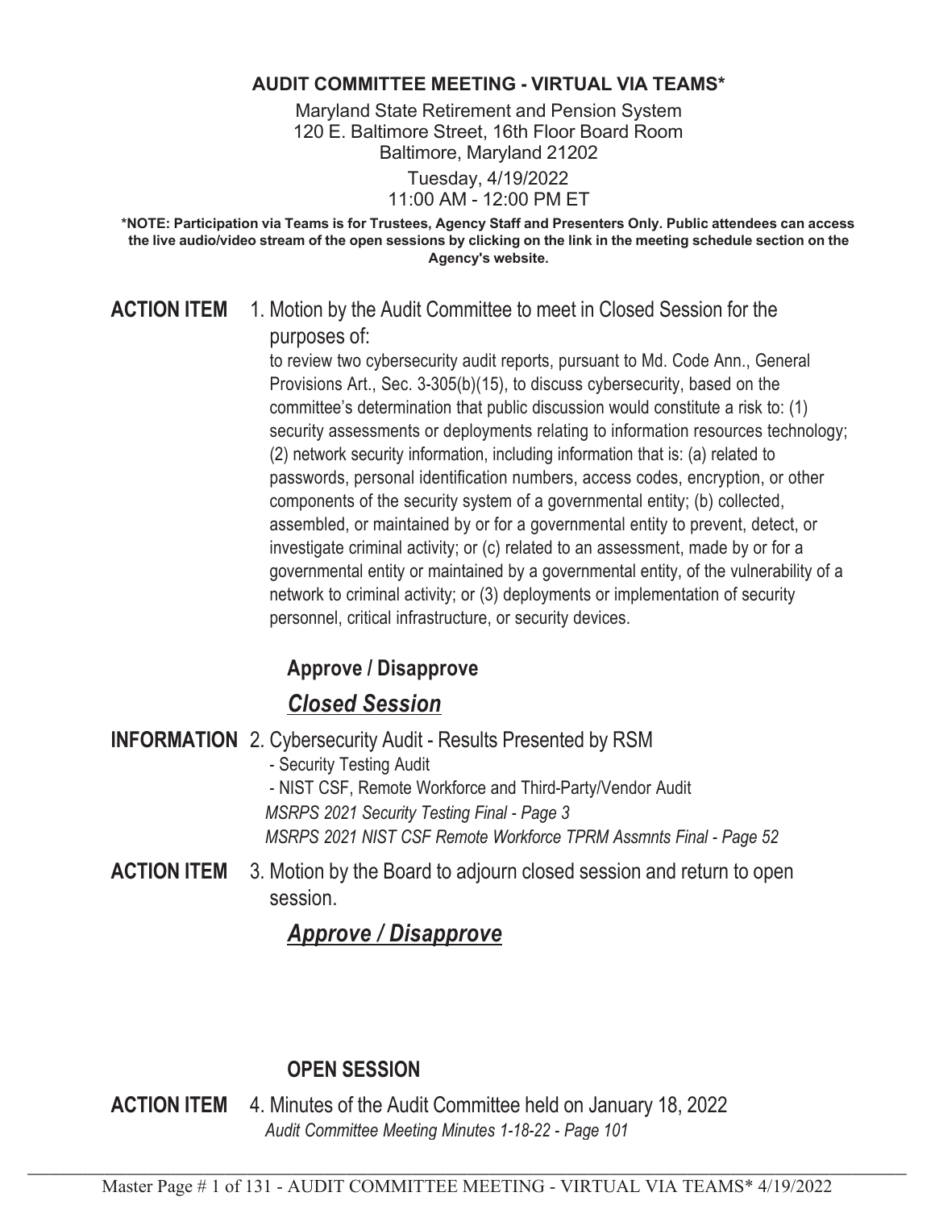# AUDIT COMMITTEE MEETING - VIRTUAL VIA TEAMS*

Maryland State Retirement and Pension System
120 E. Baltimore Street, 16th Floor Board Room
Baltimore, Maryland 21202

Tuesday, 4/19/2022
11:00 AM - 12:00 PM ET

**\*NOTE: Participation via Teams is for Trustees, Agency Staff and Presenters Only. Public attendees can access the live audio/video stream of the open sessions by clicking on the link in the meeting schedule section on the Agency's website.**

**ACTION ITEM** 1. Motion by the Audit Committee to meet in Closed Session for the purposes of:

to review two cybersecurity audit reports, pursuant to Md. Code Ann., General Provisions Art., Sec. 3-305(b)(15), to discuss cybersecurity, based on the committee's determination that public discussion would constitute a risk to: (1) security assessments or deployments relating to information resources technology; (2) network security information, including information that is: (a) related to passwords, personal identification numbers, access codes, encryption, or other components of the security system of a governmental entity; (b) collected, assembled, or maintained by or for a governmental entity to prevent, detect, or investigate criminal activity; or (c) related to an assessment, made by or for a governmental entity or maintained by a governmental entity, of the vulnerability of a network to criminal activity; or (3) deployments or implementation of security personnel, critical infrastructure, or security devices.

**Approve / Disapprove**

## ***Closed Session***

**INFORMATION** 2. Cybersecurity Audit - Results Presented by RSM

- Security Testing Audit
- NIST CSF, Remote Workforce and Third-Party/Vendor Audit

*MSRPS 2021 Security Testing Final - Page 3*
*MSRPS 2021 NIST CSF Remote Workforce TPRM Assmnts Final - Page 52*

**ACTION ITEM** 3. Motion by the Board to adjourn closed session and return to open session.

***Approve / Disapprove***

## OPEN SESSION

**ACTION ITEM** 4. Minutes of the Audit Committee held on January 18, 2022
*Audit Committee Meeting Minutes 1-18-22 - Page 101*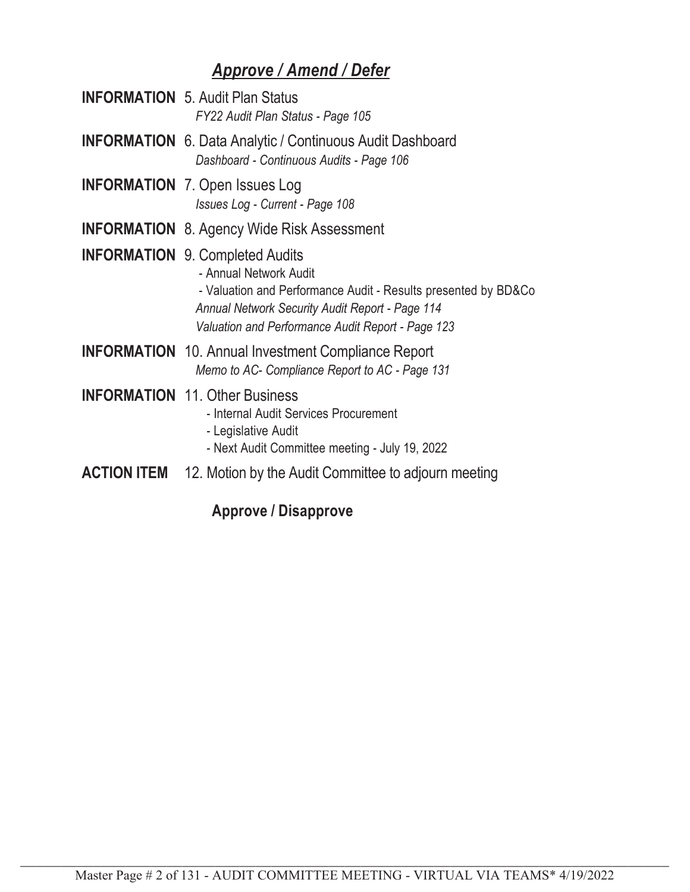***Approve / Amend / Defer***

**INFORMATION** 5. Audit Plan Status
*FY22 Audit Plan Status - Page 105*

**INFORMATION** 6. Data Analytic / Continuous Audit Dashboard
*Dashboard - Continuous Audits - Page 106*

**INFORMATION** 7. Open Issues Log
*Issues Log - Current - Page 108*

**INFORMATION** 8. Agency Wide Risk Assessment

**INFORMATION** 9. Completed Audits
- Annual Network Audit
- Valuation and Performance Audit - Results presented by BD&Co

*Annual Network Security Audit Report - Page 114*
*Valuation and Performance Audit Report - Page 123*

**INFORMATION** 10. Annual Investment Compliance Report
*Memo to AC- Compliance Report to AC - Page 131*

**INFORMATION** 11. Other Business
- Internal Audit Services Procurement
- Legislative Audit
- Next Audit Committee meeting - July 19, 2022

**ACTION ITEM** 12. Motion by the Audit Committee to adjourn meeting

**Approve / Disapprove**